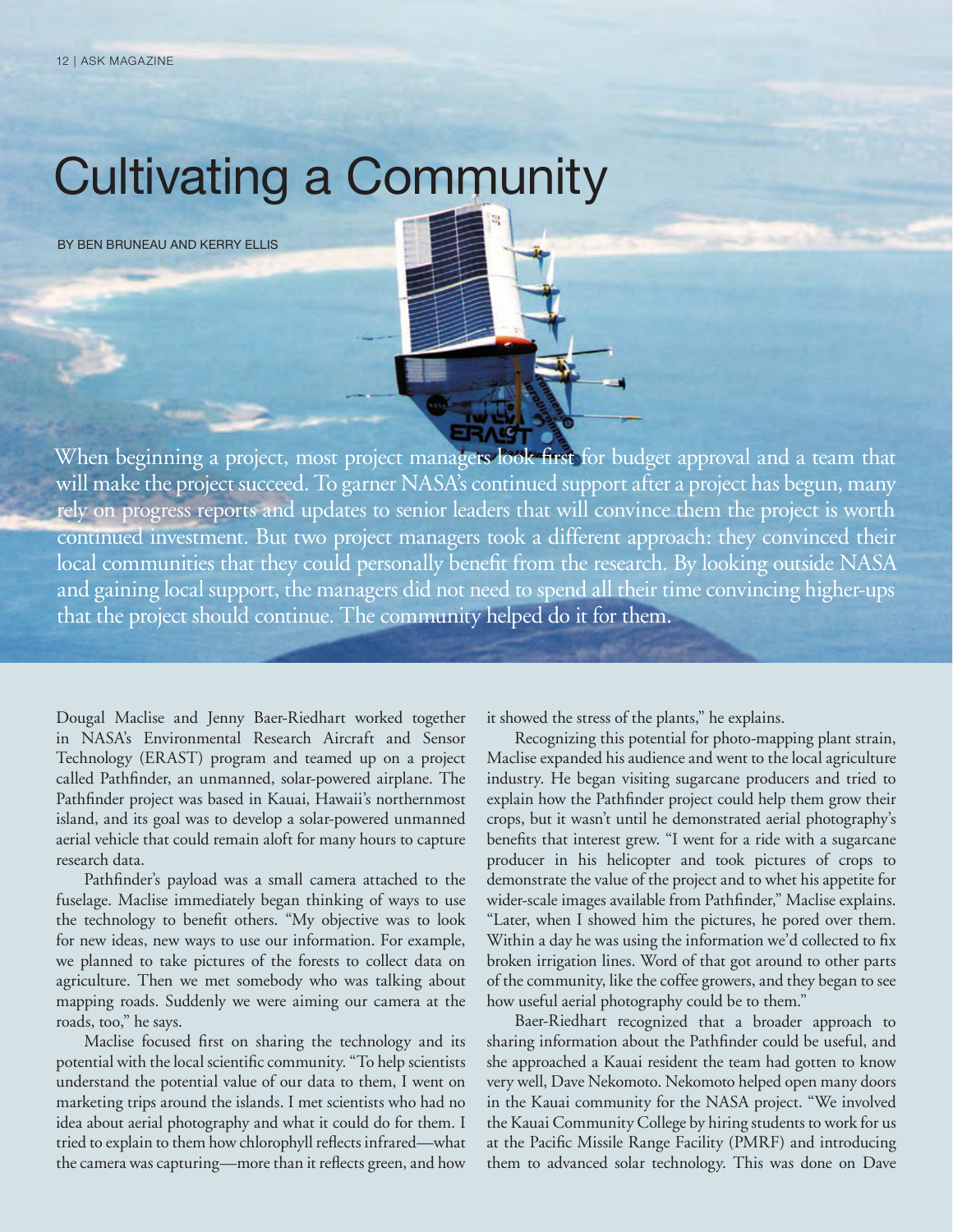# Cultivating a Community

BY BEN BRUNEAU AND KERRY ELLIS

When beginning a project, most project managers look first for budget approval and a team that will make the project succeed. To garner NASA's continued support after a project has begun, many rely on progress reports and updates to senior leaders that will convince them the project is worth continued investment. But two project managers took a different approach: they convinced their local communities that they could personally benefit from the research. By looking outside NASA and gaining local support, the managers did not need to spend all their time convincing higher-ups that the project should continue. The community helped do it for them.

Dougal Maclise and Jenny Baer-Riedhart worked together in NASA's Environmental Research Aircraft and Sensor Technology (ERAST) program and teamed up on a project called Pathfinder, an unmanned, solar-powered airplane. The Pathfinder project was based in Kauai, Hawaii's northernmost island, and its goal was to develop a solar-powered unmanned aerial vehicle that could remain aloft for many hours to capture research data.

Pathfinder's payload was a small camera attached to the fuselage. Maclise immediately began thinking of ways to use the technology to benefit others. "My objective was to look for new ideas, new ways to use our information. For example, we planned to take pictures of the forests to collect data on agriculture. Then we met somebody who was talking about mapping roads. Suddenly we were aiming our camera at the roads, too," he says.

Maclise focused first on sharing the technology and its potential with the local scientific community. "To help scientists understand the potential value of our data to them, I went on marketing trips around the islands. I met scientists who had no idea about aerial photography and what it could do for them. I tried to explain to them how chlorophyll reflects infrared—what the camera was capturing—more than it reflects green, and how it showed the stress of the plants," he explains.

Recognizing this potential for photo-mapping plant strain, Maclise expanded his audience and went to the local agriculture industry. He began visiting sugarcane producers and tried to explain how the Pathfinder project could help them grow their crops, but it wasn't until he demonstrated aerial photography's benefits that interest grew. "I went for a ride with a sugarcane producer in his helicopter and took pictures of crops to demonstrate the value of the project and to whet his appetite for wider-scale images available from Pathfinder," Maclise explains. "Later, when I showed him the pictures, he pored over them. Within a day he was using the information we'd collected to fix broken irrigation lines. Word of that got around to other parts of the community, like the coffee growers, and they began to see how useful aerial photography could be to them."

Baer-Riedhart recognized that a broader approach to sharing information about the Pathfinder could be useful, and she approached a Kauai resident the team had gotten to know very well, Dave Nekomoto. Nekomoto helped open many doors in the Kauai community for the NASA project. "We involved the Kauai Community College by hiring students to work for us at the Pacific Missile Range Facility (PMRF) and introducing them to advanced solar technology. This was done on Dave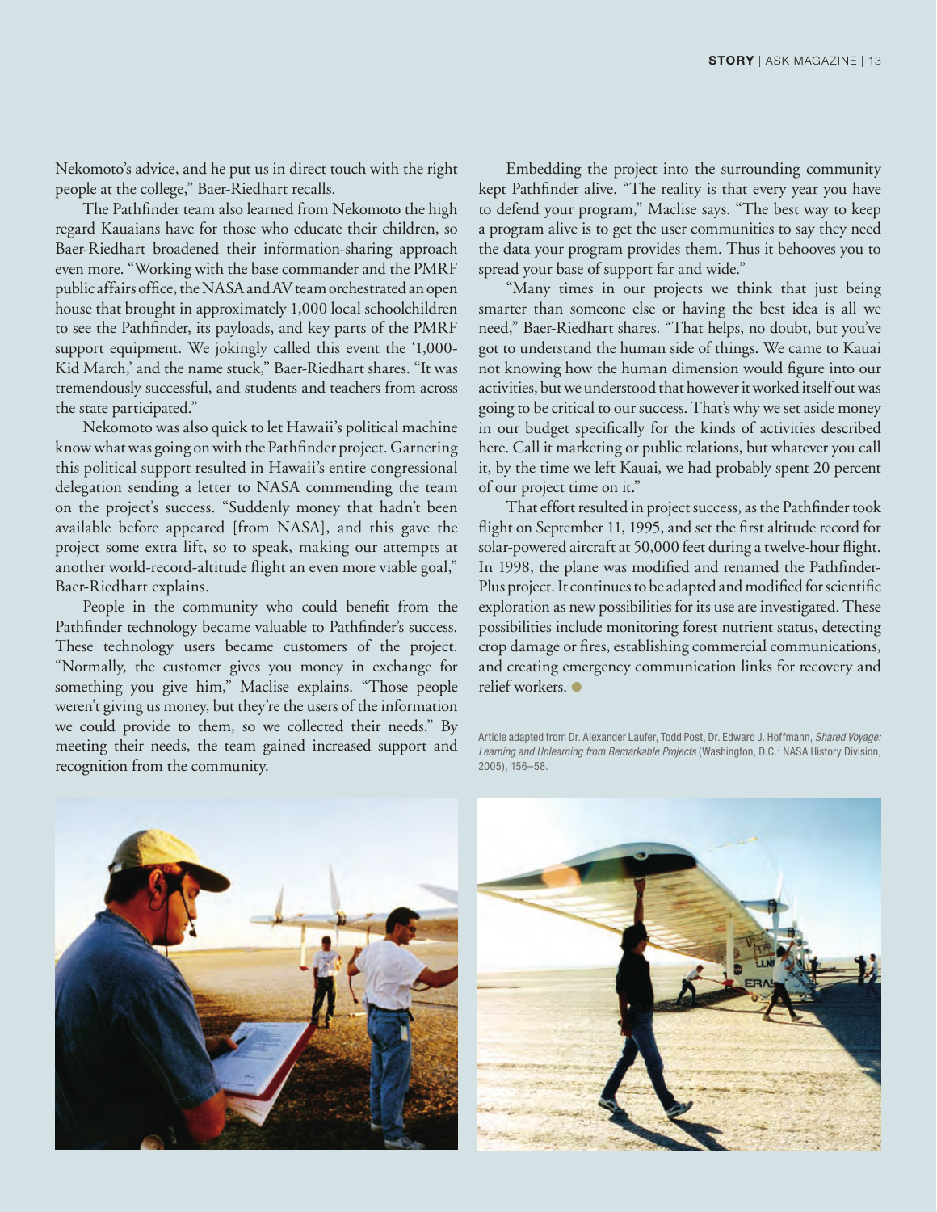Nekomoto's advice, and he put us in direct touch with the right people at the college," Baer-Riedhart recalls.

The Pathfinder team also learned from Nekomoto the high regard Kauaians have for those who educate their children, so Baer-Riedhart broadened their information-sharing approach even more. "Working with the base commander and the PMRF public affairs office, the NASA and AV team orchestrated an open house that brought in approximately 1,000 local schoolchildren to see the Pathfinder, its payloads, and key parts of the PMRF support equipment. We jokingly called this event the '1,000-Kid March,' and the name stuck," Baer-Riedhart shares. "It was tremendously successful, and students and teachers from across the state participated."

Nekomoto was also quick to let Hawaii's political machine know what was going on with the Pathfinder project. Garnering this political support resulted in Hawaii's entire congressional delegation sending a letter to NASA commending the team on the project's success. "Suddenly money that hadn't been available before appeared [from NASA], and this gave the project some extra lift, so to speak, making our attempts at another world-record-altitude flight an even more viable goal," Baer-Riedhart explains.

People in the community who could benefit from the Pathfinder technology became valuable to Pathfinder's success. These technology users became customers of the project. "Normally, the customer gives you money in exchange for something you give him," Maclise explains. "Those people weren't giving us money, but they're the users of the information we could provide to them, so we collected their needs." By meeting their needs, the team gained increased support and recognition from the community.

Embedding the project into the surrounding community kept Pathfinder alive. "The reality is that every year you have to defend your program," Maclise says. "The best way to keep a program alive is to get the user communities to say they need the data your program provides them. Thus it behooves you to spread your base of support far and wide."

"Many times in our projects we think that just being smarter than someone else or having the best idea is all we need," Baer-Riedhart shares. "That helps, no doubt, but you've got to understand the human side of things. We came to Kauai not knowing how the human dimension would figure into our activities, but we understood that however it worked itself out was going to be critical to our success. That's why we set aside money in our budget specifically for the kinds of activities described here. Call it marketing or public relations, but whatever you call it, by the time we left Kauai, we had probably spent 20 percent of our project time on it."

That effort resulted in project success, as the Pathfinder took flight on September 11, 1995, and set the first altitude record for solar-powered aircraft at 50,000 feet during a twelve-hour flight. In 1998, the plane was modified and renamed the Pathfinder-Plus project. It continues to be adapted and modified for scientific exploration as new possibilities for its use are investigated. These possibilities include monitoring forest nutrient status, detecting crop damage or fires, establishing commercial communications, and creating emergency communication links for recovery and relief workers. ●

Article adapted from Dr. Alexander Laufer, Todd Post, Dr. Edward J. Hoffmann, *Shared Voyage: Learning and Unlearning from Remarkable Projects* (Washington, D.C.: NASA History Division, 2005), 156–58.